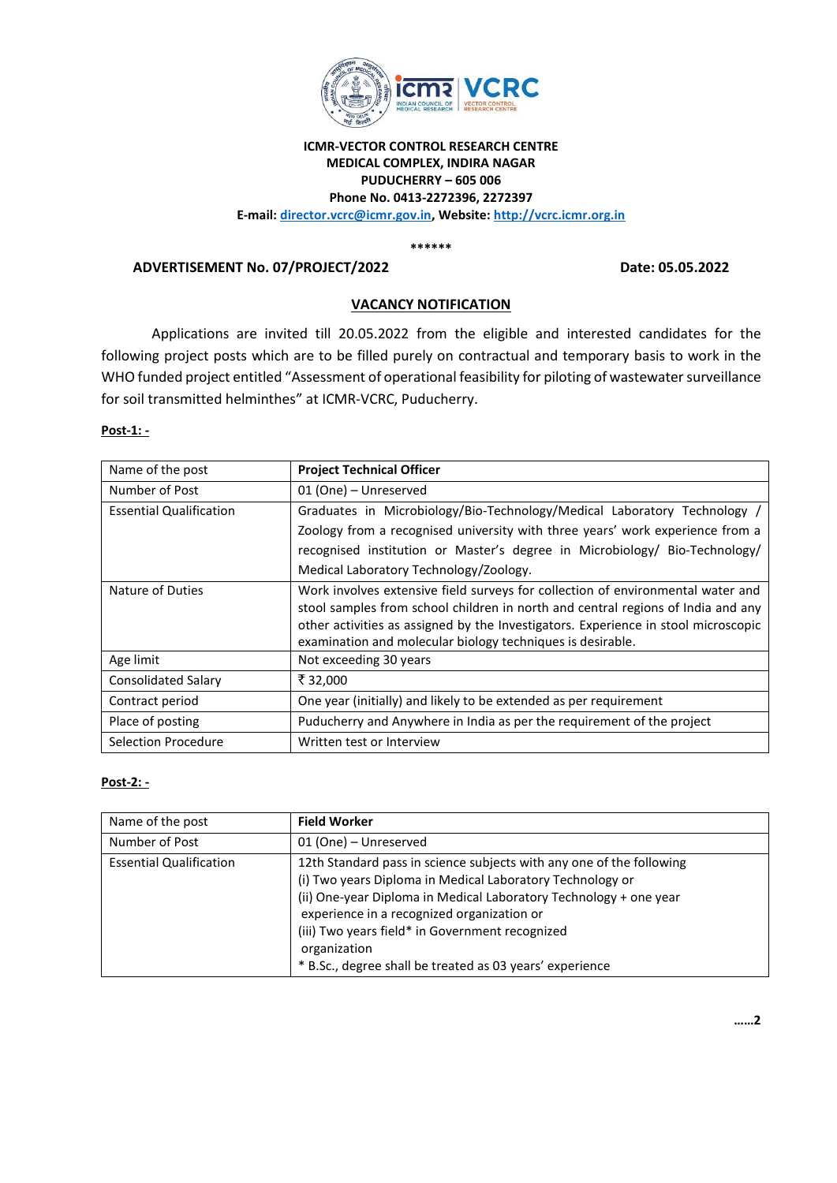**ICMR-VECTOR CONTROL RESEARCH CENTRE**
**MEDICAL COMPLEX, INDIRA NAGAR**
**PUDUCHERRY – 605 006**
**Phone No. 0413-2272396, 2272397**
**E-mail: director.vcrc@icmr.gov.in, Website: http://vcrc.icmr.org.in**

******

**ADVERTISEMENT No. 07/PROJECT/2022** **Date: 05.05.2022**

## VACANCY NOTIFICATION

Applications are invited till 20.05.2022 from the eligible and interested candidates for the following project posts which are to be filled purely on contractual and temporary basis to work in the WHO funded project entitled "Assessment of operational feasibility for piloting of wastewater surveillance for soil transmitted helminthes" at ICMR-VCRC, Puducherry.

**Post-1: -**

| Name of the post | **Project Technical Officer** |
|---|---|
| Number of Post | 01 (One) – Unreserved |
| Essential Qualification | Graduates in Microbiology/Bio-Technology/Medical Laboratory Technology / Zoology from a recognised university with three years' work experience from a recognised institution or Master's degree in Microbiology/ Bio-Technology/ Medical Laboratory Technology/Zoology. |
| Nature of Duties | Work involves extensive field surveys for collection of environmental water and stool samples from school children in north and central regions of India and any other activities as assigned by the Investigators. Experience in stool microscopic examination and molecular biology techniques is desirable. |
| Age limit | Not exceeding 30 years |
| Consolidated Salary | ₹ 32,000 |
| Contract period | One year (initially) and likely to be extended as per requirement |
| Place of posting | Puducherry and Anywhere in India as per the requirement of the project |
| Selection Procedure | Written test or Interview |

**Post-2: -**

| Name of the post | **Field Worker** |
|---|---|
| Number of Post | 01 (One) – Unreserved |
| Essential Qualification | 12th Standard pass in science subjects with any one of the following<br>(i) Two years Diploma in Medical Laboratory Technology or<br>(ii) One-year Diploma in Medical Laboratory Technology + one year experience in a recognized organization or<br>(iii) Two years field* in Government recognized organization<br>* B.Sc., degree shall be treated as 03 years' experience |

**……2**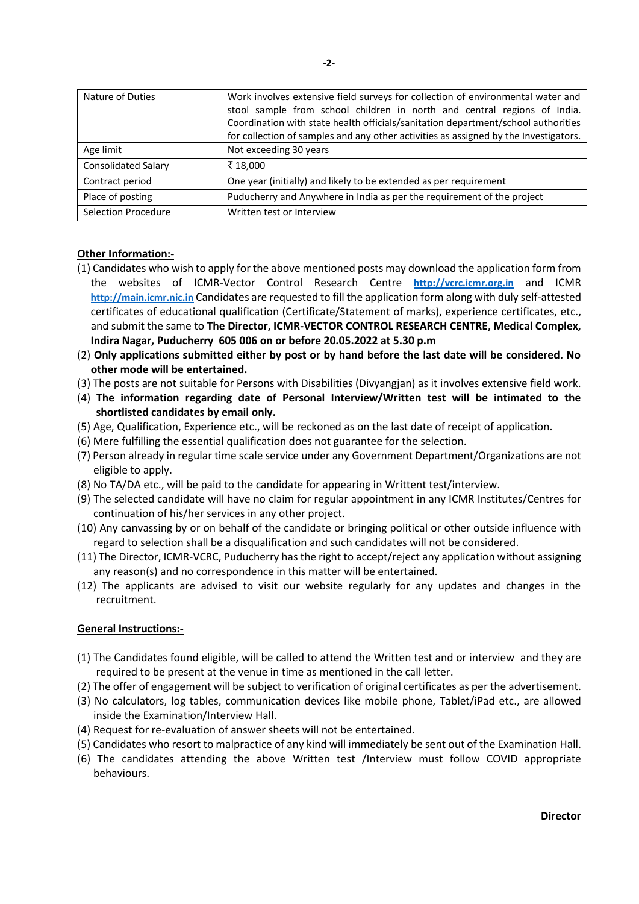| | |
|---|---|
| Nature of Duties | Work involves extensive field surveys for collection of environmental water and stool sample from school children in north and central regions of India. Coordination with state health officials/sanitation department/school authorities for collection of samples and any other activities as assigned by the Investigators. |
| Age limit | Not exceeding 30 years |
| Consolidated Salary | ₹ 18,000 |
| Contract period | One year (initially) and likely to be extended as per requirement |
| Place of posting | Puducherry and Anywhere in India as per the requirement of the project |
| Selection Procedure | Written test or Interview |

**Other Information:-**

(1) Candidates who wish to apply for the above mentioned posts may download the application form from the websites of ICMR-Vector Control Research Centre **http://vcrc.icmr.org.in** and ICMR **http://main.icmr.nic.in** Candidates are requested to fill the application form along with duly self-attested certificates of educational qualification (Certificate/Statement of marks), experience certificates, etc., and submit the same to **The Director, ICMR-VECTOR CONTROL RESEARCH CENTRE, Medical Complex, Indira Nagar, Puducherry 605 006 on or before 20.05.2022 at 5.30 p.m**

(2) **Only applications submitted either by post or by hand before the last date will be considered. No other mode will be entertained.**

(3) The posts are not suitable for Persons with Disabilities (Divyangjan) as it involves extensive field work.

(4) **The information regarding date of Personal Interview/Written test will be intimated to the shortlisted candidates by email only.**

(5) Age, Qualification, Experience etc., will be reckoned as on the last date of receipt of application.

(6) Mere fulfilling the essential qualification does not guarantee for the selection.

(7) Person already in regular time scale service under any Government Department/Organizations are not eligible to apply.

(8) No TA/DA etc., will be paid to the candidate for appearing in Writtent test/interview.

(9) The selected candidate will have no claim for regular appointment in any ICMR Institutes/Centres for continuation of his/her services in any other project.

(10) Any canvassing by or on behalf of the candidate or bringing political or other outside influence with regard to selection shall be a disqualification and such candidates will not be considered.

(11) The Director, ICMR-VCRC, Puducherry has the right to accept/reject any application without assigning any reason(s) and no correspondence in this matter will be entertained.

(12) The applicants are advised to visit our website regularly for any updates and changes in the recruitment.

**General Instructions:-**

(1) The Candidates found eligible, will be called to attend the Written test and or interview and they are required to be present at the venue in time as mentioned in the call letter.

(2) The offer of engagement will be subject to verification of original certificates as per the advertisement.

(3) No calculators, log tables, communication devices like mobile phone, Tablet/iPad etc., are allowed inside the Examination/Interview Hall.

(4) Request for re-evaluation of answer sheets will not be entertained.

(5) Candidates who resort to malpractice of any kind will immediately be sent out of the Examination Hall.

(6) The candidates attending the above Written test /Interview must follow COVID appropriate behaviours.

**Director**